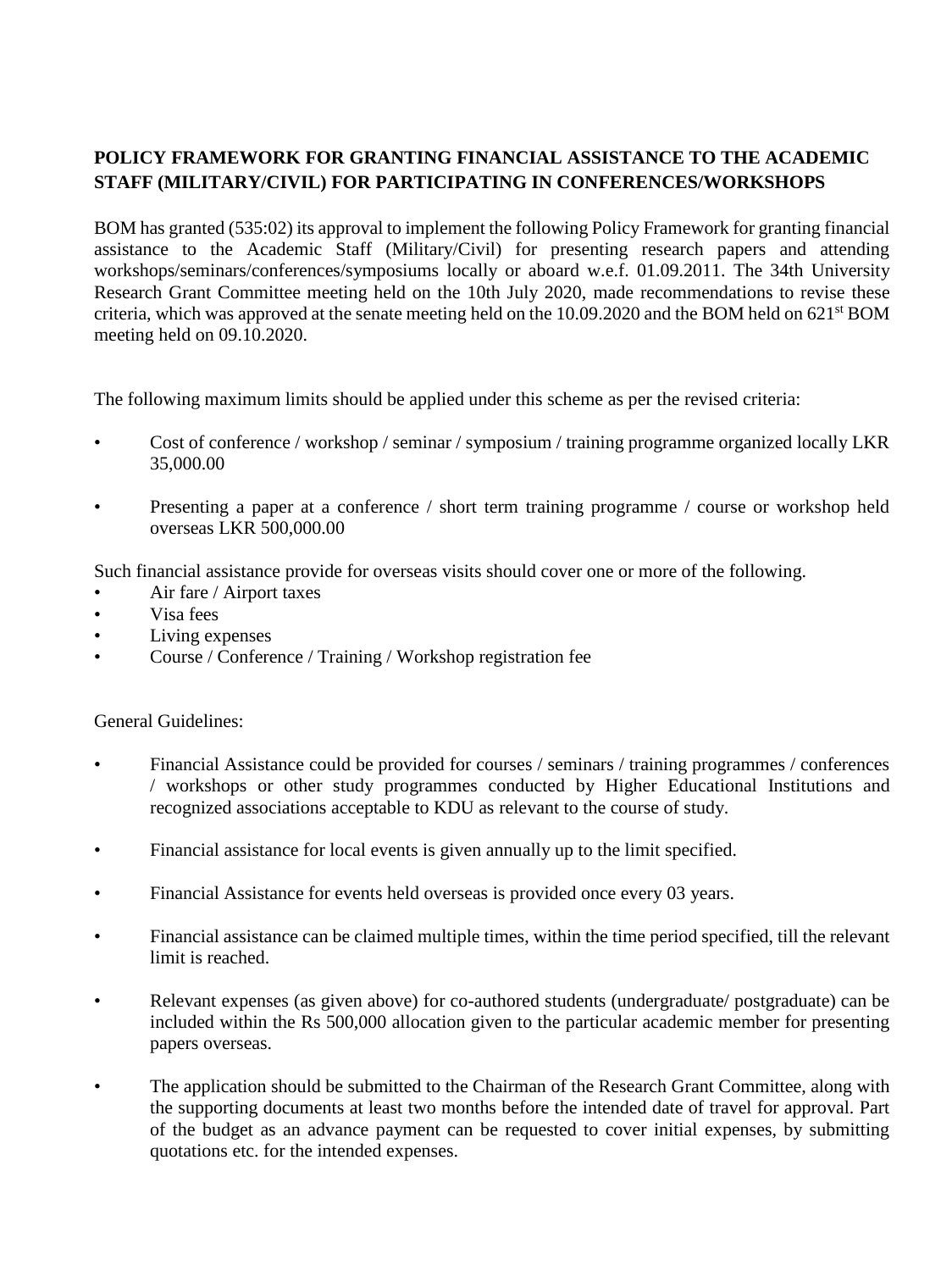**POLICY FRAMEWORK FOR GRANTING FINANCIAL ASSISTANCE TO THE ACADEMIC STAFF (MILITARY/CIVIL) FOR PARTICIPATING IN CONFERENCES/WORKSHOPS**

BOM has granted (535:02) its approval to implement the following Policy Framework for granting financial assistance to the Academic Staff (Military/Civil) for presenting research papers and attending workshops/seminars/conferences/symposiums locally or aboard w.e.f. 01.09.2011. The 34th University Research Grant Committee meeting held on the 10th July 2020, made recommendations to revise these criteria, which was approved at the senate meeting held on the 10.09.2020 and the BOM held on 621st BOM meeting held on 09.10.2020.

The following maximum limits should be applied under this scheme as per the revised criteria:

- Cost of conference / workshop / seminar / symposium / training programme organized locally LKR 35,000.00
- Presenting a paper at a conference / short term training programme / course or workshop held overseas LKR 500,000.00

Such financial assistance provide for overseas visits should cover one or more of the following.

- Air fare / Airport taxes
- Visa fees
- Living expenses
- Course / Conference / Training / Workshop registration fee

General Guidelines:

- Financial Assistance could be provided for courses / seminars / training programmes / conferences / workshops or other study programmes conducted by Higher Educational Institutions and recognized associations acceptable to KDU as relevant to the course of study.
- Financial assistance for local events is given annually up to the limit specified.
- Financial Assistance for events held overseas is provided once every 03 years.
- Financial assistance can be claimed multiple times, within the time period specified, till the relevant limit is reached.
- Relevant expenses (as given above) for co-authored students (undergraduate/ postgraduate) can be included within the Rs 500,000 allocation given to the particular academic member for presenting papers overseas.
- The application should be submitted to the Chairman of the Research Grant Committee, along with the supporting documents at least two months before the intended date of travel for approval. Part of the budget as an advance payment can be requested to cover initial expenses, by submitting quotations etc. for the intended expenses.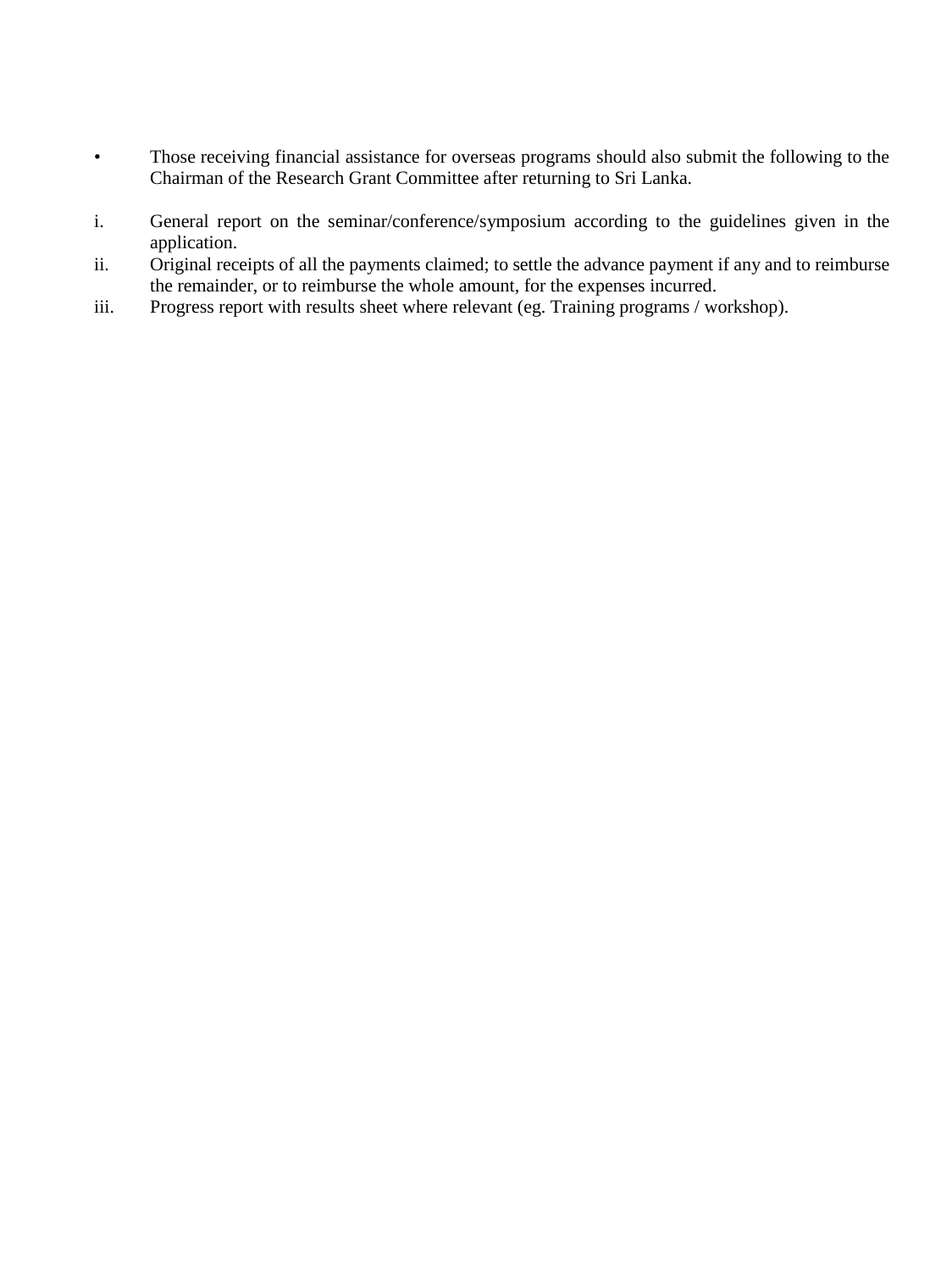- Those receiving financial assistance for overseas programs should also submit the following to the Chairman of the Research Grant Committee after returning to Sri Lanka.

i. General report on the seminar/conference/symposium according to the guidelines given in the application.
ii. Original receipts of all the payments claimed; to settle the advance payment if any and to reimburse the remainder, or to reimburse the whole amount, for the expenses incurred.
iii. Progress report with results sheet where relevant (eg. Training programs / workshop).